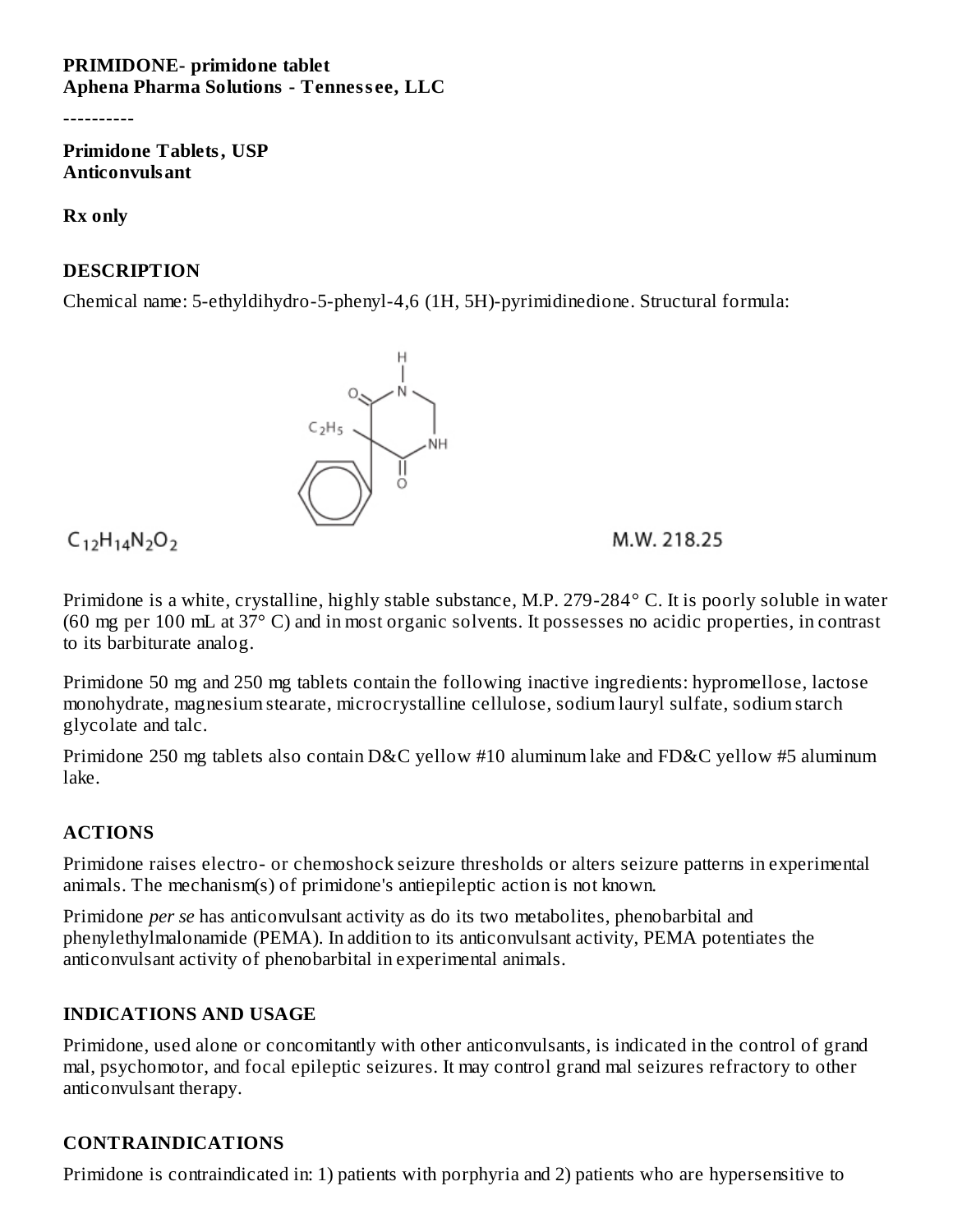**PRIMIDONE- primidone tablet**
**Aphena Pharma Solutions - Tennessee, LLC**

----------

**Primidone Tablets, USP**
**Anticonvulsant**

**Rx only**

## DESCRIPTION

Chemical name: 5-ethyldihydro-5-phenyl-4,6 (1H, 5H)-pyrimidinedione. Structural formula:

$C_{12}H_{14}N_2O_2$ M.W. 218.25

Primidone is a white, crystalline, highly stable substance, M.P. 279-284° C. It is poorly soluble in water (60 mg per 100 mL at 37° C) and in most organic solvents. It possesses no acidic properties, in contrast to its barbiturate analog.

Primidone 50 mg and 250 mg tablets contain the following inactive ingredients: hypromellose, lactose monohydrate, magnesium stearate, microcrystalline cellulose, sodium lauryl sulfate, sodium starch glycolate and talc.

Primidone 250 mg tablets also contain D&C yellow #10 aluminum lake and FD&C yellow #5 aluminum lake.

## ACTIONS

Primidone raises electro- or chemoshock seizure thresholds or alters seizure patterns in experimental animals. The mechanism(s) of primidone's antiepileptic action is not known.

Primidone *per se* has anticonvulsant activity as do its two metabolites, phenobarbital and phenylethylmalonamide (PEMA). In addition to its anticonvulsant activity, PEMA potentiates the anticonvulsant activity of phenobarbital in experimental animals.

## INDICATIONS AND USAGE

Primidone, used alone or concomitantly with other anticonvulsants, is indicated in the control of grand mal, psychomotor, and focal epileptic seizures. It may control grand mal seizures refractory to other anticonvulsant therapy.

## CONTRAINDICATIONS

Primidone is contraindicated in: 1) patients with porphyria and 2) patients who are hypersensitive to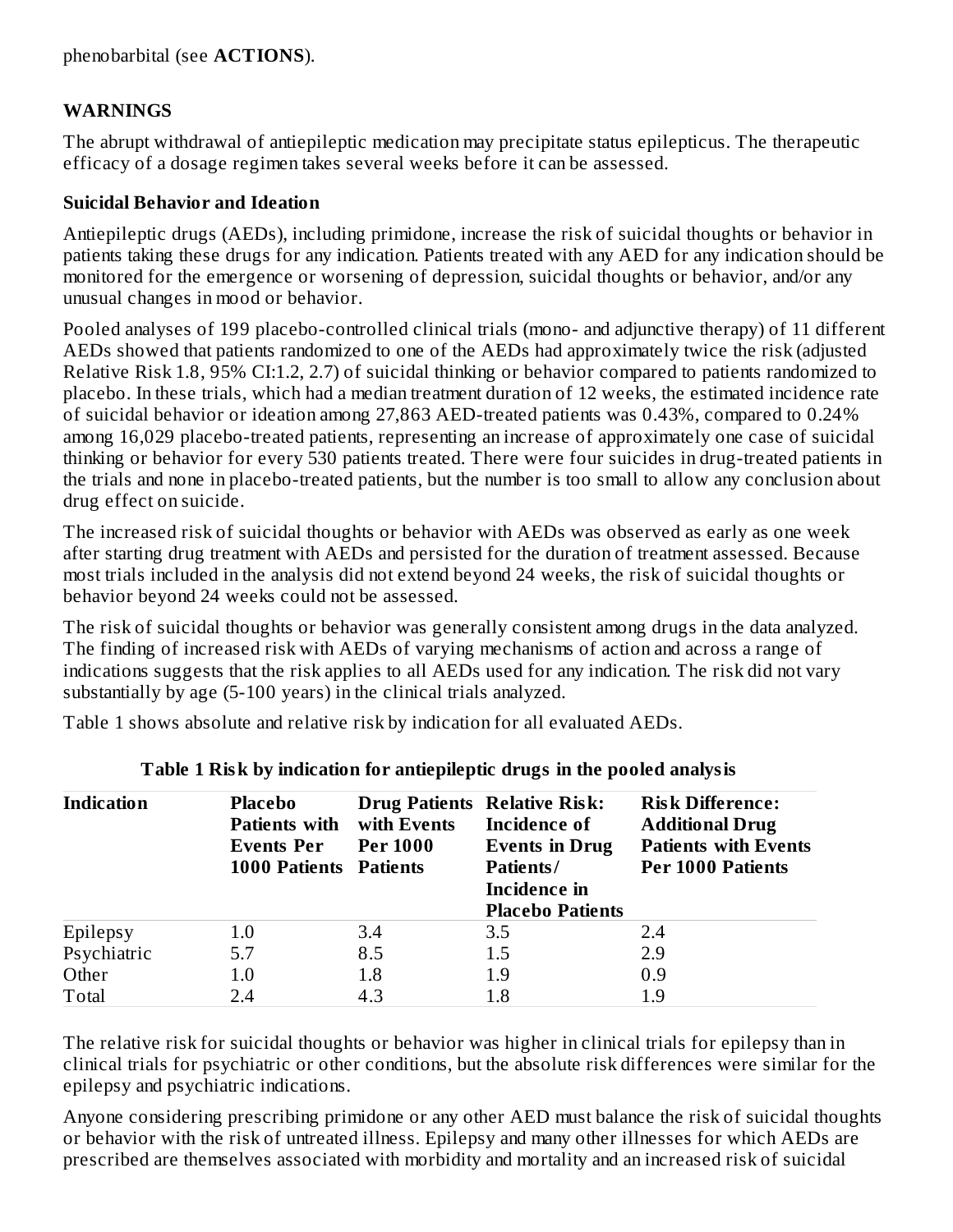phenobarbital (see **ACTIONS**).

## WARNINGS

The abrupt withdrawal of antiepileptic medication may precipitate status epilepticus. The therapeutic efficacy of a dosage regimen takes several weeks before it can be assessed.

### Suicidal Behavior and Ideation

Antiepileptic drugs (AEDs), including primidone, increase the risk of suicidal thoughts or behavior in patients taking these drugs for any indication. Patients treated with any AED for any indication should be monitored for the emergence or worsening of depression, suicidal thoughts or behavior, and/or any unusual changes in mood or behavior.

Pooled analyses of 199 placebo-controlled clinical trials (mono- and adjunctive therapy) of 11 different AEDs showed that patients randomized to one of the AEDs had approximately twice the risk (adjusted Relative Risk 1.8, 95% CI:1.2, 2.7) of suicidal thinking or behavior compared to patients randomized to placebo. In these trials, which had a median treatment duration of 12 weeks, the estimated incidence rate of suicidal behavior or ideation among 27,863 AED-treated patients was 0.43%, compared to 0.24% among 16,029 placebo-treated patients, representing an increase of approximately one case of suicidal thinking or behavior for every 530 patients treated. There were four suicides in drug-treated patients in the trials and none in placebo-treated patients, but the number is too small to allow any conclusion about drug effect on suicide.

The increased risk of suicidal thoughts or behavior with AEDs was observed as early as one week after starting drug treatment with AEDs and persisted for the duration of treatment assessed. Because most trials included in the analysis did not extend beyond 24 weeks, the risk of suicidal thoughts or behavior beyond 24 weeks could not be assessed.

The risk of suicidal thoughts or behavior was generally consistent among drugs in the data analyzed. The finding of increased risk with AEDs of varying mechanisms of action and across a range of indications suggests that the risk applies to all AEDs used for any indication. The risk did not vary substantially by age (5-100 years) in the clinical trials analyzed.

Table 1 shows absolute and relative risk by indication for all evaluated AEDs.

**Table 1 Risk by indication for antiepileptic drugs in the pooled analysis**

| Indication | Placebo Patients with Events Per 1000 Patients | Drug Patients with Events Per 1000 Patients | Relative Risk: Incidence of Events in Drug Patients/ Incidence in Placebo Patients | Risk Difference: Additional Drug Patients with Events Per 1000 Patients |
|---|---|---|---|---|
| Epilepsy | 1.0 | 3.4 | 3.5 | 2.4 |
| Psychiatric | 5.7 | 8.5 | 1.5 | 2.9 |
| Other | 1.0 | 1.8 | 1.9 | 0.9 |
| Total | 2.4 | 4.3 | 1.8 | 1.9 |

The relative risk for suicidal thoughts or behavior was higher in clinical trials for epilepsy than in clinical trials for psychiatric or other conditions, but the absolute risk differences were similar for the epilepsy and psychiatric indications.

Anyone considering prescribing primidone or any other AED must balance the risk of suicidal thoughts or behavior with the risk of untreated illness. Epilepsy and many other illnesses for which AEDs are prescribed are themselves associated with morbidity and mortality and an increased risk of suicidal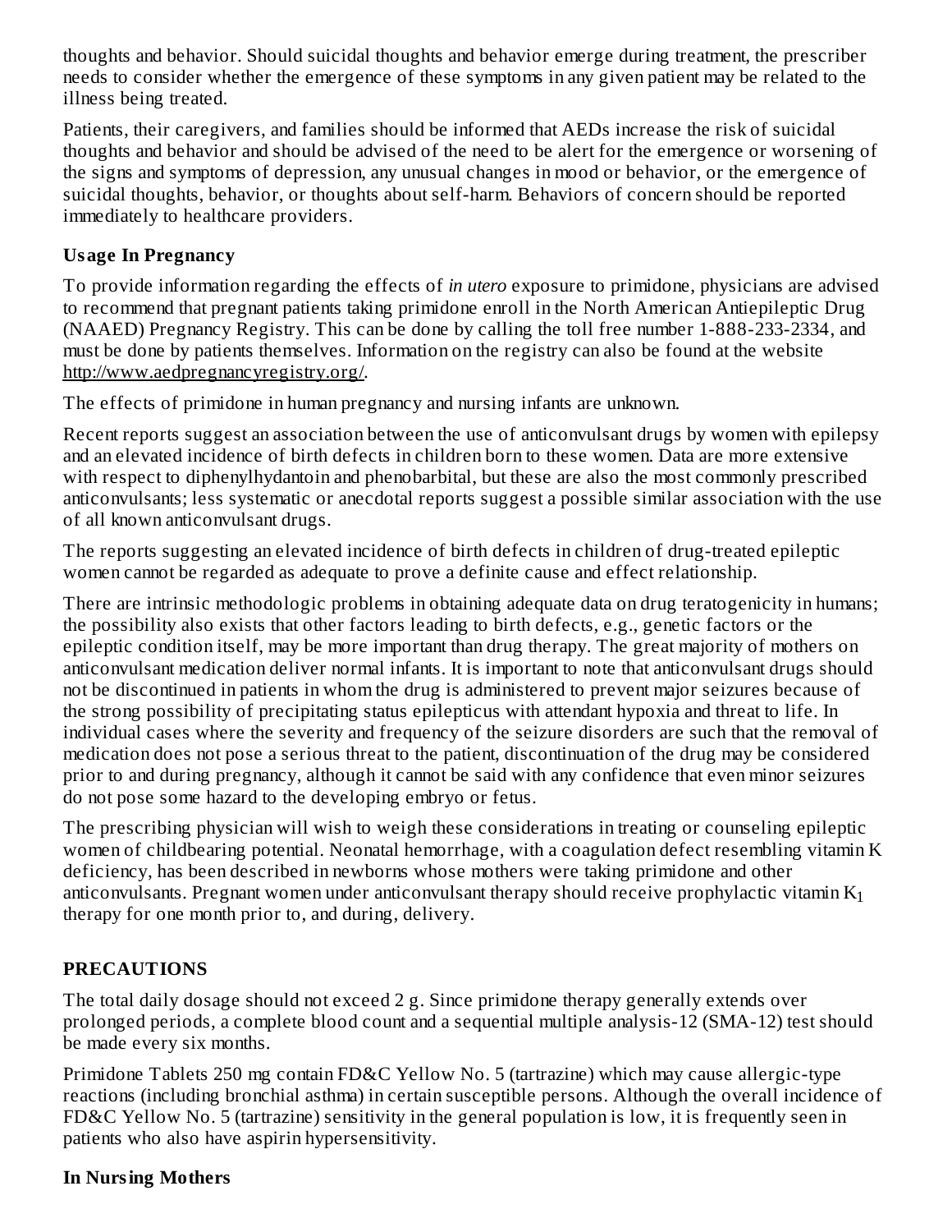thoughts and behavior. Should suicidal thoughts and behavior emerge during treatment, the prescriber needs to consider whether the emergence of these symptoms in any given patient may be related to the illness being treated.

Patients, their caregivers, and families should be informed that AEDs increase the risk of suicidal thoughts and behavior and should be advised of the need to be alert for the emergence or worsening of the signs and symptoms of depression, any unusual changes in mood or behavior, or the emergence of suicidal thoughts, behavior, or thoughts about self-harm. Behaviors of concern should be reported immediately to healthcare providers.

### Usage In Pregnancy

To provide information regarding the effects of *in utero* exposure to primidone, physicians are advised to recommend that pregnant patients taking primidone enroll in the North American Antiepileptic Drug (NAAED) Pregnancy Registry. This can be done by calling the toll free number 1-888-233-2334, and must be done by patients themselves. Information on the registry can also be found at the website http://www.aedpregnancyregistry.org/.

The effects of primidone in human pregnancy and nursing infants are unknown.

Recent reports suggest an association between the use of anticonvulsant drugs by women with epilepsy and an elevated incidence of birth defects in children born to these women. Data are more extensive with respect to diphenylhydantoin and phenobarbital, but these are also the most commonly prescribed anticonvulsants; less systematic or anecdotal reports suggest a possible similar association with the use of all known anticonvulsant drugs.

The reports suggesting an elevated incidence of birth defects in children of drug-treated epileptic women cannot be regarded as adequate to prove a definite cause and effect relationship.

There are intrinsic methodologic problems in obtaining adequate data on drug teratogenicity in humans; the possibility also exists that other factors leading to birth defects, e.g., genetic factors or the epileptic condition itself, may be more important than drug therapy. The great majority of mothers on anticonvulsant medication deliver normal infants. It is important to note that anticonvulsant drugs should not be discontinued in patients in whom the drug is administered to prevent major seizures because of the strong possibility of precipitating status epilepticus with attendant hypoxia and threat to life. In individual cases where the severity and frequency of the seizure disorders are such that the removal of medication does not pose a serious threat to the patient, discontinuation of the drug may be considered prior to and during pregnancy, although it cannot be said with any confidence that even minor seizures do not pose some hazard to the developing embryo or fetus.

The prescribing physician will wish to weigh these considerations in treating or counseling epileptic women of childbearing potential. Neonatal hemorrhage, with a coagulation defect resembling vitamin K deficiency, has been described in newborns whose mothers were taking primidone and other anticonvulsants. Pregnant women under anticonvulsant therapy should receive prophylactic vitamin $K_1$ therapy for one month prior to, and during, delivery.

## PRECAUTIONS

The total daily dosage should not exceed 2 g. Since primidone therapy generally extends over prolonged periods, a complete blood count and a sequential multiple analysis-12 (SMA-12) test should be made every six months.

Primidone Tablets 250 mg contain FD&C Yellow No. 5 (tartrazine) which may cause allergic-type reactions (including bronchial asthma) in certain susceptible persons. Although the overall incidence of FD&C Yellow No. 5 (tartrazine) sensitivity in the general population is low, it is frequently seen in patients who also have aspirin hypersensitivity.

### In Nursing Mothers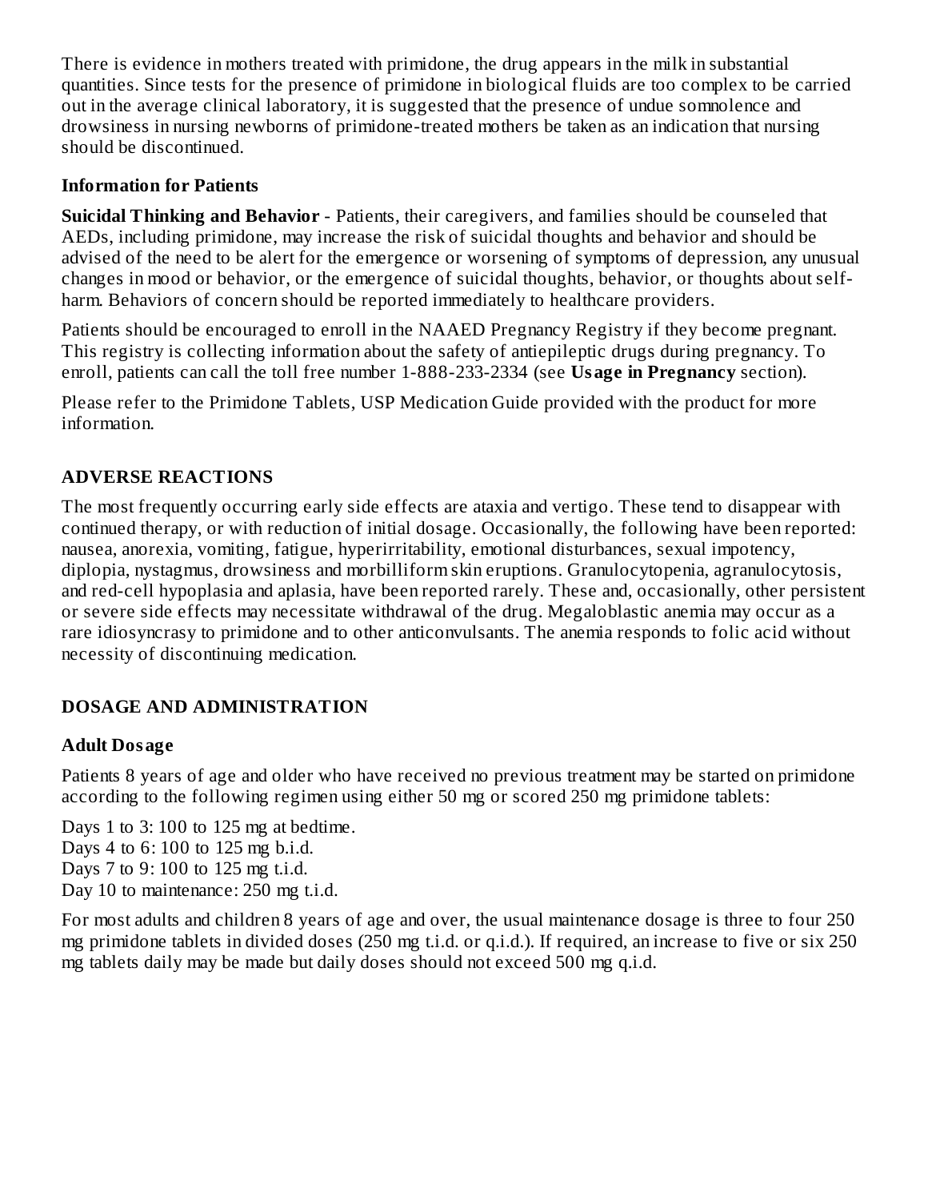There is evidence in mothers treated with primidone, the drug appears in the milk in substantial quantities. Since tests for the presence of primidone in biological fluids are too complex to be carried out in the average clinical laboratory, it is suggested that the presence of undue somnolence and drowsiness in nursing newborns of primidone-treated mothers be taken as an indication that nursing should be discontinued.

### Information for Patients

**Suicidal Thinking and Behavior** - Patients, their caregivers, and families should be counseled that AEDs, including primidone, may increase the risk of suicidal thoughts and behavior and should be advised of the need to be alert for the emergence or worsening of symptoms of depression, any unusual changes in mood or behavior, or the emergence of suicidal thoughts, behavior, or thoughts about self-harm. Behaviors of concern should be reported immediately to healthcare providers.

Patients should be encouraged to enroll in the NAAED Pregnancy Registry if they become pregnant. This registry is collecting information about the safety of antiepileptic drugs during pregnancy. To enroll, patients can call the toll free number 1-888-233-2334 (see **Usage in Pregnancy** section).

Please refer to the Primidone Tablets, USP Medication Guide provided with the product for more information.

## ADVERSE REACTIONS

The most frequently occurring early side effects are ataxia and vertigo. These tend to disappear with continued therapy, or with reduction of initial dosage. Occasionally, the following have been reported: nausea, anorexia, vomiting, fatigue, hyperirritability, emotional disturbances, sexual impotency, diplopia, nystagmus, drowsiness and morbilliform skin eruptions. Granulocytopenia, agranulocytosis, and red-cell hypoplasia and aplasia, have been reported rarely. These and, occasionally, other persistent or severe side effects may necessitate withdrawal of the drug. Megaloblastic anemia may occur as a rare idiosyncrasy to primidone and to other anticonvulsants. The anemia responds to folic acid without necessity of discontinuing medication.

## DOSAGE AND ADMINISTRATION

### Adult Dosage

Patients 8 years of age and older who have received no previous treatment may be started on primidone according to the following regimen using either 50 mg or scored 250 mg primidone tablets:

Days 1 to 3: 100 to 125 mg at bedtime.
Days 4 to 6: 100 to 125 mg b.i.d.
Days 7 to 9: 100 to 125 mg t.i.d.
Day 10 to maintenance: 250 mg t.i.d.

For most adults and children 8 years of age and over, the usual maintenance dosage is three to four 250 mg primidone tablets in divided doses (250 mg t.i.d. or q.i.d.). If required, an increase to five or six 250 mg tablets daily may be made but daily doses should not exceed 500 mg q.i.d.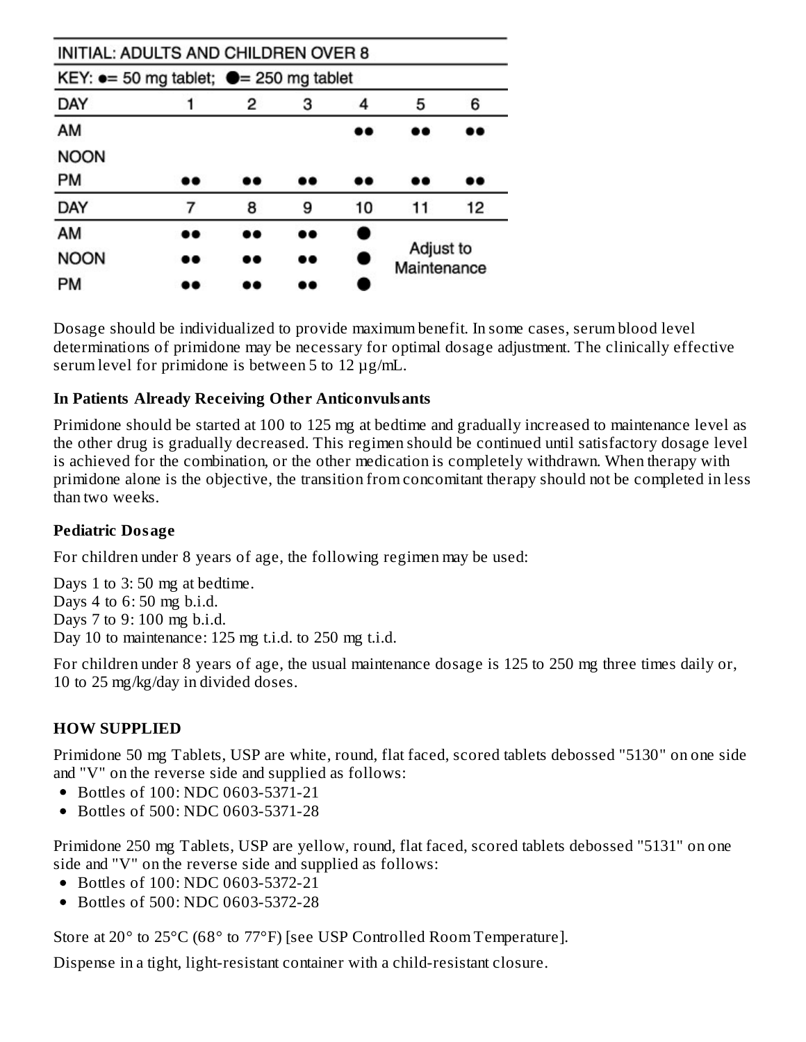| INITIAL: ADULTS AND CHILDREN OVER 8 | | | | | | |
|---|---|---|---|---|---|---|
| KEY: ● = 50 mg tablet; ⬤ = 250 mg tablet | | | | | | |
| DAY | 1 | 2 | 3 | 4 | 5 | 6 |
| AM | | | | ●● | ●● | ●● |
| NOON | | | | | | |
| PM | ●● | ●● | ●● | ●● | ●● | ●● |
| DAY | 7 | 8 | 9 | 10 | 11 | 12 |
| AM | ●● | ●● | ●● | ⬤ | Adjust to Maintenance | |
| NOON | ●● | ●● | ●● | ⬤ | | |
| PM | ●● | ●● | ●● | ⬤ | | |

Dosage should be individualized to provide maximum benefit. In some cases, serum blood level determinations of primidone may be necessary for optimal dosage adjustment. The clinically effective serum level for primidone is between 5 to 12 µg/mL.

### In Patients Already Receiving Other Anticonvulsants

Primidone should be started at 100 to 125 mg at bedtime and gradually increased to maintenance level as the other drug is gradually decreased. This regimen should be continued until satisfactory dosage level is achieved for the combination, or the other medication is completely withdrawn. When therapy with primidone alone is the objective, the transition from concomitant therapy should not be completed in less than two weeks.

### Pediatric Dosage

For children under 8 years of age, the following regimen may be used:

Days 1 to 3: 50 mg at bedtime.
Days 4 to 6: 50 mg b.i.d.
Days 7 to 9: 100 mg b.i.d.
Day 10 to maintenance: 125 mg t.i.d. to 250 mg t.i.d.

For children under 8 years of age, the usual maintenance dosage is 125 to 250 mg three times daily or, 10 to 25 mg/kg/day in divided doses.

## HOW SUPPLIED

Primidone 50 mg Tablets, USP are white, round, flat faced, scored tablets debossed "5130" on one side and "V" on the reverse side and supplied as follows:

- Bottles of 100: NDC 0603-5371-21
- Bottles of 500: NDC 0603-5371-28

Primidone 250 mg Tablets, USP are yellow, round, flat faced, scored tablets debossed "5131" on one side and "V" on the reverse side and supplied as follows:

- Bottles of 100: NDC 0603-5372-21
- Bottles of 500: NDC 0603-5372-28

Store at 20° to 25°C (68° to 77°F) [see USP Controlled Room Temperature].

Dispense in a tight, light-resistant container with a child-resistant closure.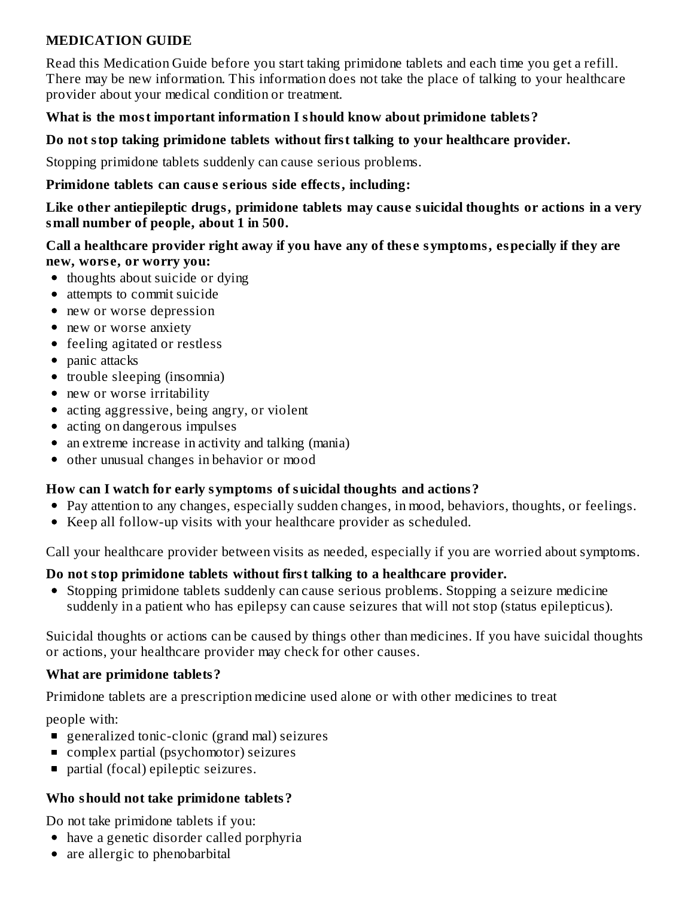## MEDICATION GUIDE

Read this Medication Guide before you start taking primidone tablets and each time you get a refill. There may be new information. This information does not take the place of talking to your healthcare provider about your medical condition or treatment.

### What is the most important information I should know about primidone tablets?

**Do not stop taking primidone tablets without first talking to your healthcare provider.**

Stopping primidone tablets suddenly can cause serious problems.

**Primidone tablets can cause serious side effects, including:**

**Like other antiepileptic drugs, primidone tablets may cause suicidal thoughts or actions in a very small number of people, about 1 in 500.**

**Call a healthcare provider right away if you have any of these symptoms, especially if they are new, worse, or worry you:**

- thoughts about suicide or dying
- attempts to commit suicide
- new or worse depression
- new or worse anxiety
- feeling agitated or restless
- panic attacks
- trouble sleeping (insomnia)
- new or worse irritability
- acting aggressive, being angry, or violent
- acting on dangerous impulses
- an extreme increase in activity and talking (mania)
- other unusual changes in behavior or mood

### How can I watch for early symptoms of suicidal thoughts and actions?

- Pay attention to any changes, especially sudden changes, in mood, behaviors, thoughts, or feelings.
- Keep all follow-up visits with your healthcare provider as scheduled.

Call your healthcare provider between visits as needed, especially if you are worried about symptoms.

**Do not stop primidone tablets without first talking to a healthcare provider.**

- Stopping primidone tablets suddenly can cause serious problems. Stopping a seizure medicine suddenly in a patient who has epilepsy can cause seizures that will not stop (status epilepticus).

Suicidal thoughts or actions can be caused by things other than medicines. If you have suicidal thoughts or actions, your healthcare provider may check for other causes.

### What are primidone tablets?

Primidone tablets are a prescription medicine used alone or with other medicines to treat

people with:

- generalized tonic-clonic (grand mal) seizures
- complex partial (psychomotor) seizures
- partial (focal) epileptic seizures.

### Who should not take primidone tablets?

Do not take primidone tablets if you:

- have a genetic disorder called porphyria
- are allergic to phenobarbital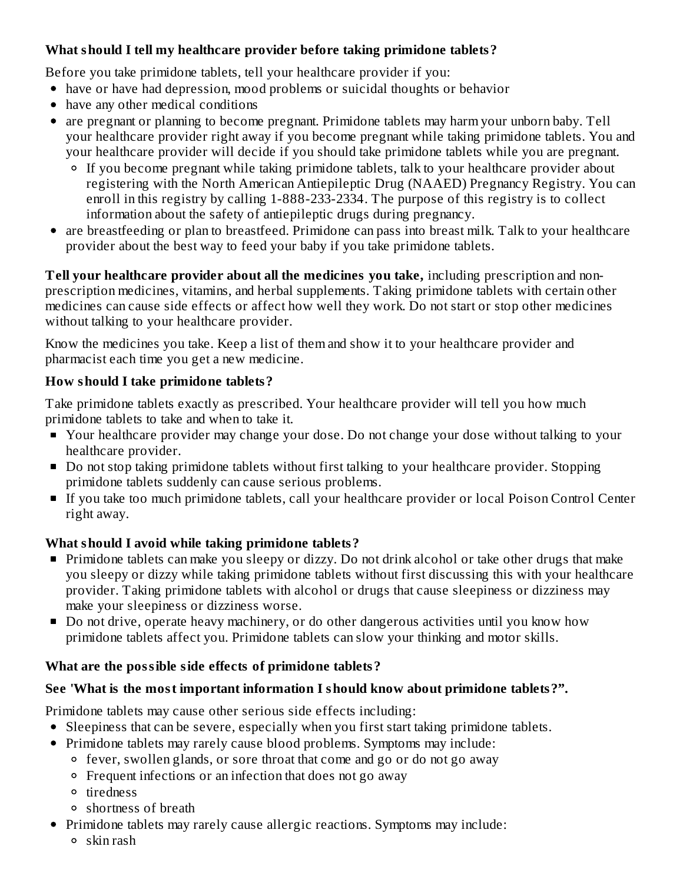**What should I tell my healthcare provider before taking primidone tablets?**

Before you take primidone tablets, tell your healthcare provider if you:

- have or have had depression, mood problems or suicidal thoughts or behavior
- have any other medical conditions
- are pregnant or planning to become pregnant. Primidone tablets may harm your unborn baby. Tell your healthcare provider right away if you become pregnant while taking primidone tablets. You and your healthcare provider will decide if you should take primidone tablets while you are pregnant.
  - If you become pregnant while taking primidone tablets, talk to your healthcare provider about registering with the North American Antiepileptic Drug (NAAED) Pregnancy Registry. You can enroll in this registry by calling 1-888-233-2334. The purpose of this registry is to collect information about the safety of antiepileptic drugs during pregnancy.
- are breastfeeding or plan to breastfeed. Primidone can pass into breast milk. Talk to your healthcare provider about the best way to feed your baby if you take primidone tablets.

**Tell your healthcare provider about all the medicines you take,** including prescription and non-prescription medicines, vitamins, and herbal supplements. Taking primidone tablets with certain other medicines can cause side effects or affect how well they work. Do not start or stop other medicines without talking to your healthcare provider.

Know the medicines you take. Keep a list of them and show it to your healthcare provider and pharmacist each time you get a new medicine.

**How should I take primidone tablets?**

Take primidone tablets exactly as prescribed. Your healthcare provider will tell you how much primidone tablets to take and when to take it.

- Your healthcare provider may change your dose. Do not change your dose without talking to your healthcare provider.
- Do not stop taking primidone tablets without first talking to your healthcare provider. Stopping primidone tablets suddenly can cause serious problems.
- If you take too much primidone tablets, call your healthcare provider or local Poison Control Center right away.

**What should I avoid while taking primidone tablets?**

- Primidone tablets can make you sleepy or dizzy. Do not drink alcohol or take other drugs that make you sleepy or dizzy while taking primidone tablets without first discussing this with your healthcare provider. Taking primidone tablets with alcohol or drugs that cause sleepiness or dizziness may make your sleepiness or dizziness worse.
- Do not drive, operate heavy machinery, or do other dangerous activities until you know how primidone tablets affect you. Primidone tablets can slow your thinking and motor skills.

**What are the possible side effects of primidone tablets?**

**See 'What is the most important information I should know about primidone tablets?".**

Primidone tablets may cause other serious side effects including:

- Sleepiness that can be severe, especially when you first start taking primidone tablets.
- Primidone tablets may rarely cause blood problems. Symptoms may include:
  - fever, swollen glands, or sore throat that come and go or do not go away
  - Frequent infections or an infection that does not go away
  - tiredness
  - shortness of breath
- Primidone tablets may rarely cause allergic reactions. Symptoms may include:
  - skin rash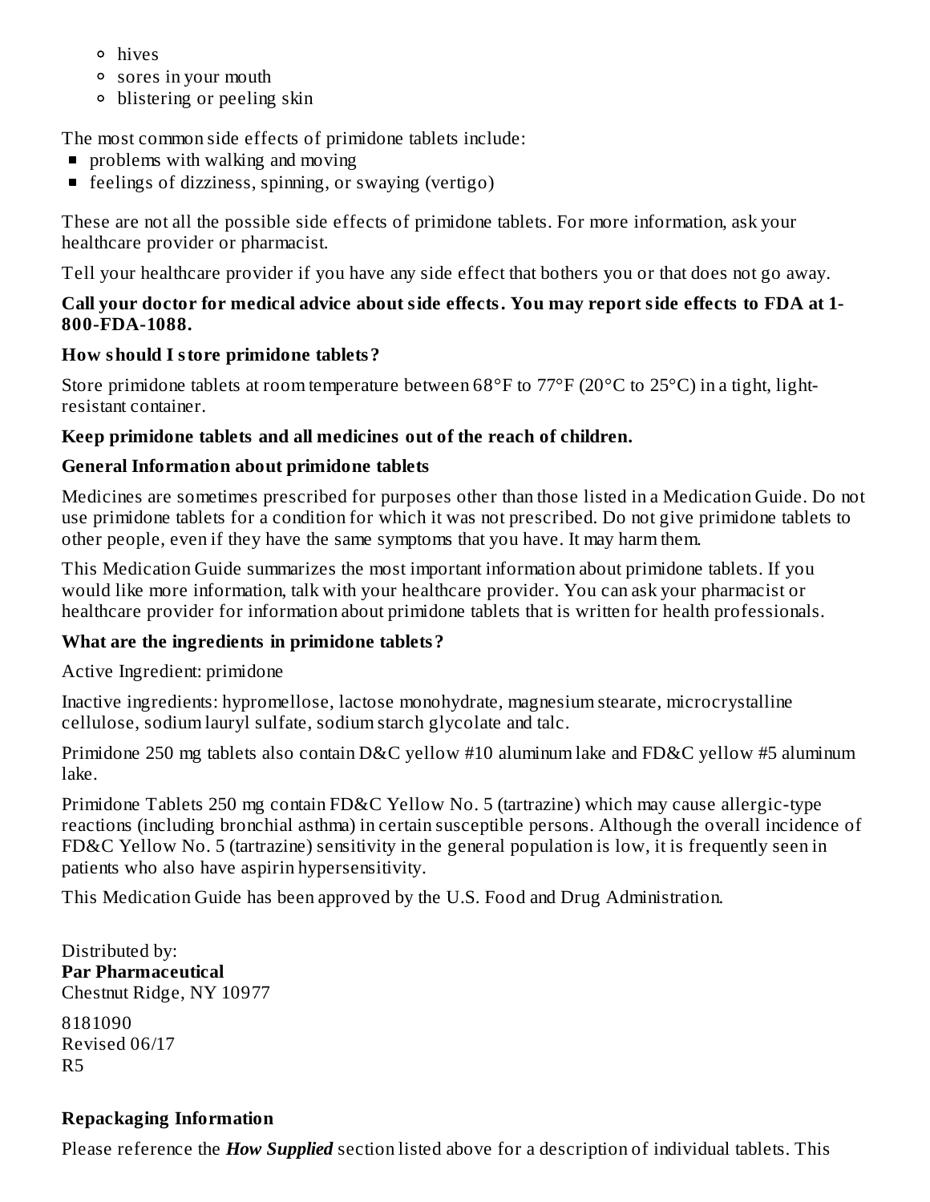- hives
    - sores in your mouth
    - blistering or peeling skin

The most common side effects of primidone tablets include:

- problems with walking and moving
- feelings of dizziness, spinning, or swaying (vertigo)

These are not all the possible side effects of primidone tablets. For more information, ask your healthcare provider or pharmacist.

Tell your healthcare provider if you have any side effect that bothers you or that does not go away.

**Call your doctor for medical advice about side effects. You may report side effects to FDA at 1-800-FDA-1088.**

**How should I store primidone tablets?**

Store primidone tablets at room temperature between 68°F to 77°F (20°C to 25°C) in a tight, light-resistant container.

**Keep primidone tablets and all medicines out of the reach of children.**

**General Information about primidone tablets**

Medicines are sometimes prescribed for purposes other than those listed in a Medication Guide. Do not use primidone tablets for a condition for which it was not prescribed. Do not give primidone tablets to other people, even if they have the same symptoms that you have. It may harm them.

This Medication Guide summarizes the most important information about primidone tablets. If you would like more information, talk with your healthcare provider. You can ask your pharmacist or healthcare provider for information about primidone tablets that is written for health professionals.

**What are the ingredients in primidone tablets?**

Active Ingredient: primidone

Inactive ingredients: hypromellose, lactose monohydrate, magnesium stearate, microcrystalline cellulose, sodium lauryl sulfate, sodium starch glycolate and talc.

Primidone 250 mg tablets also contain D&C yellow #10 aluminum lake and FD&C yellow #5 aluminum lake.

Primidone Tablets 250 mg contain FD&C Yellow No. 5 (tartrazine) which may cause allergic-type reactions (including bronchial asthma) in certain susceptible persons. Although the overall incidence of FD&C Yellow No. 5 (tartrazine) sensitivity in the general population is low, it is frequently seen in patients who also have aspirin hypersensitivity.

This Medication Guide has been approved by the U.S. Food and Drug Administration.

Distributed by:
**Par Pharmaceutical**
Chestnut Ridge, NY 10977

8181090
Revised 06/17
R5

**Repackaging Information**

Please reference the ***How Supplied*** section listed above for a description of individual tablets. This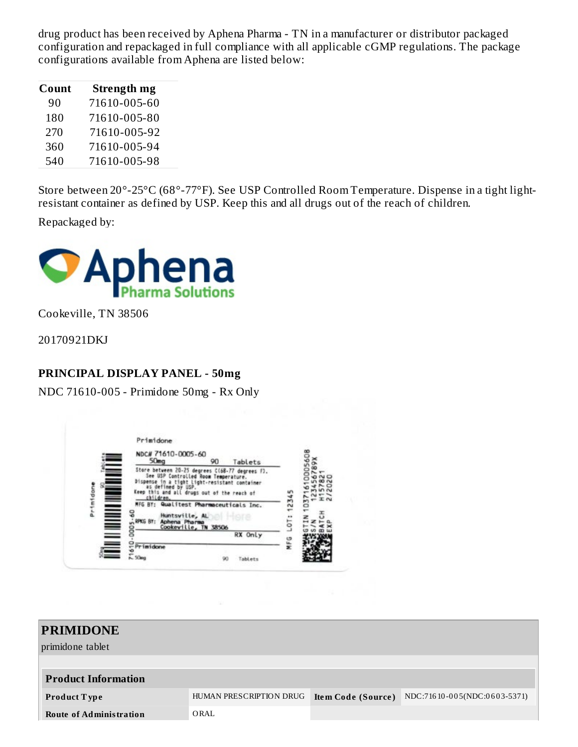drug product has been received by Aphena Pharma - TN in a manufacturer or distributor packaged configuration and repackaged in full compliance with all applicable cGMP regulations. The package configurations available from Aphena are listed below:

| Count | Strength mg |
|---|---|
| 90 | 71610-005-60 |
| 180 | 71610-005-80 |
| 270 | 71610-005-92 |
| 360 | 71610-005-94 |
| 540 | 71610-005-98 |

Store between 20°-25°C (68°-77°F). See USP Controlled Room Temperature. Dispense in a tight light-resistant container as defined by USP. Keep this and all drugs out of the reach of children.

Repackaged by:

Aphena Pharma Solutions

Cookeville, TN 38506

20170921DKJ

**PRINCIPAL DISPLAY PANEL - 50mg**

NDC 71610-005 - Primidone 50mg - Rx Only

Primidone

NDC# 71610-0005-60
50mg 90 Tablets

Store between 20-25 degrees C(68-77 degrees F). See USP Controlled Room Temperature. Dispense in a tight light-resistant container as defined by USP. Keep this and all drugs out of the reach of children.

MFG BY: Qualitest Pharmaceuticals Inc. Huntsville, AL
RPKG BY: Aphena Pharma Cookeville, TN 38506

RX Only

Primidone 50mg 90 Tablets

MFG LOT: 12345

GTIN 10371610005608
S/N 123456789X
BATCH H157821
EXP 2/2020

## PRIMIDONE

primidone tablet

| Product Information | | | |
|---|---|---|---|
| **Product Type** | HUMAN PRESCRIPTION DRUG | **Item Code (Source)** | NDC:71610-005(NDC:0603-5371) |
| **Route of Administration** | ORAL | | |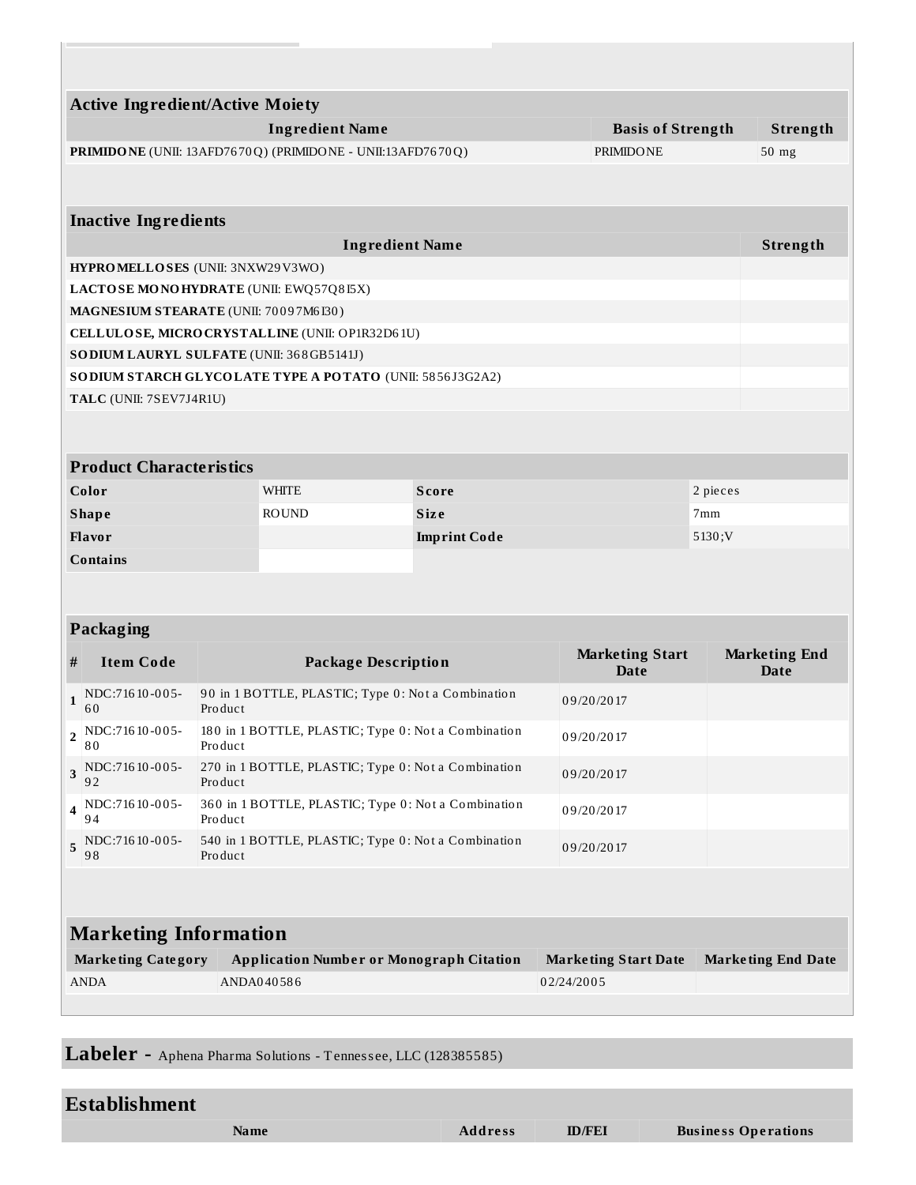## Active Ingredient/Active Moiety

| Ingredient Name | Basis of Strength | Strength |
|---|---|---|
| **PRIMIDONE** (UNII: 13AFD7670Q) (PRIMIDONE - UNII:13AFD7670Q) | PRIMIDONE | 50 mg |

## Inactive Ingredients

| Ingredient Name | Strength |
|---|---|
| **HYPROMELLOSES** (UNII: 3NXW29V3WO) | |
| **LACTOSE MONOHYDRATE** (UNII: EWQ57Q8I5X) | |
| **MAGNESIUM STEARATE** (UNII: 70097M6I30) | |
| **CELLULOSE, MICROCRYSTALLINE** (UNII: OP1R32D61U) | |
| **SODIUM LAURYL SULFATE** (UNII: 368GB5141J) | |
| **SODIUM STARCH GLYCOLATE TYPE A POTATO** (UNII: 5856J3G2A2) | |
| **TALC** (UNII: 7SEV7J4R1U) | |

## Product Characteristics

| | | | |
|---|---|---|---|
| **Color** | WHITE | **Score** | 2 pieces |
| **Shape** | ROUND | **Size** | 7mm |
| **Flavor** | | **Imprint Code** | 5130;V |
| **Contains** | | | |

## Packaging

| # | Item Code | Package Description | Marketing Start Date | Marketing End Date |
|---|---|---|---|---|
| 1 | NDC:71610-005-60 | 90 in 1 BOTTLE, PLASTIC; Type 0: Not a Combination Product | 09/20/2017 | |
| 2 | NDC:71610-005-80 | 180 in 1 BOTTLE, PLASTIC; Type 0: Not a Combination Product | 09/20/2017 | |
| 3 | NDC:71610-005-92 | 270 in 1 BOTTLE, PLASTIC; Type 0: Not a Combination Product | 09/20/2017 | |
| 4 | NDC:71610-005-94 | 360 in 1 BOTTLE, PLASTIC; Type 0: Not a Combination Product | 09/20/2017 | |
| 5 | NDC:71610-005-98 | 540 in 1 BOTTLE, PLASTIC; Type 0: Not a Combination Product | 09/20/2017 | |

## Marketing Information

| Marketing Category | Application Number or Monograph Citation | Marketing Start Date | Marketing End Date |
|---|---|---|---|
| ANDA | ANDA040586 | 02/24/2005 | |

## Labeler - Aphena Pharma Solutions - Tennessee, LLC (128385585)

## Establishment

| Name | Address | ID/FEI | Business Operations |
|---|---|---|---|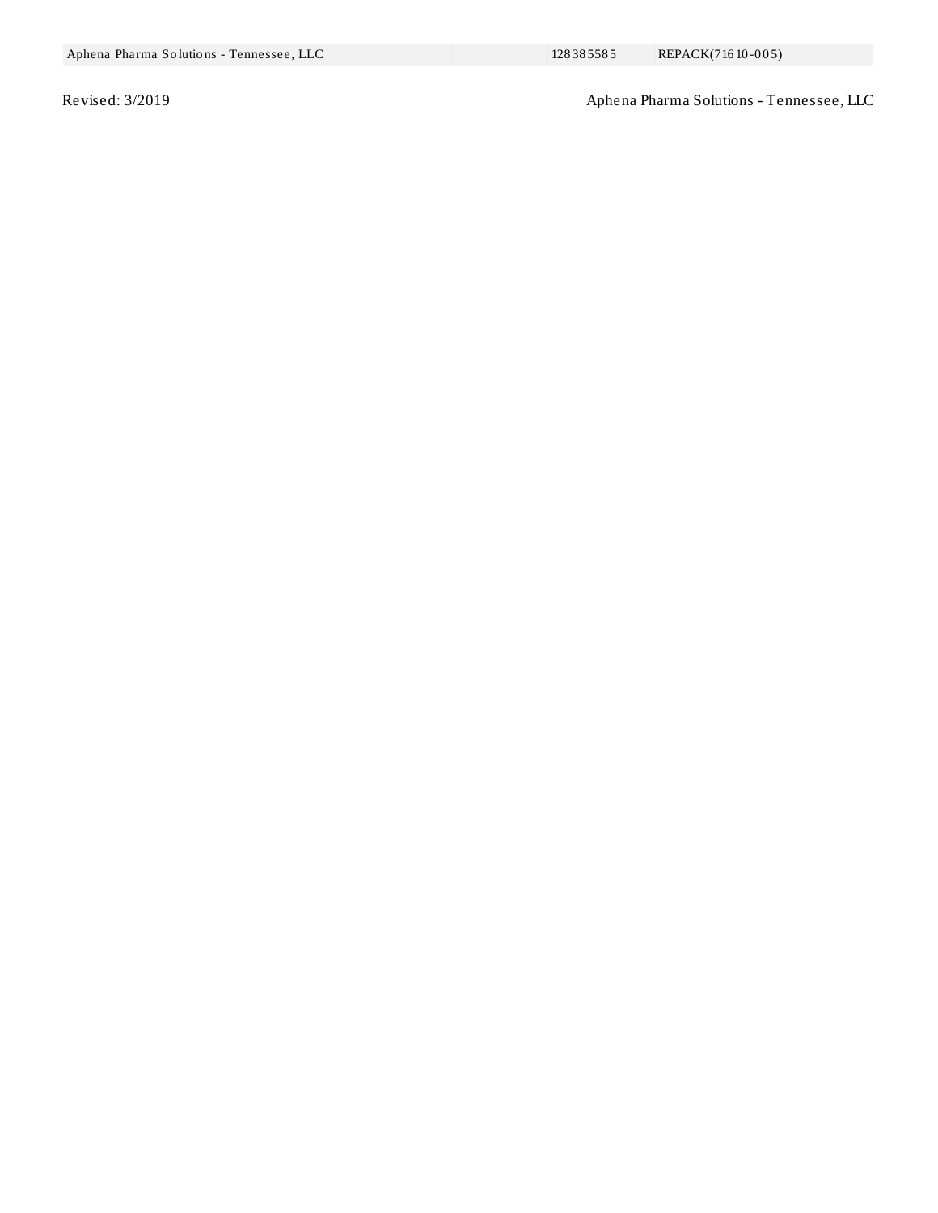| | | | |
|---|---|---|---|
| Aphena Pharma Solutions - Tennessee, LLC | | 128385585 | REPACK(71610-005) |

Revised: 3/2019 Aphena Pharma Solutions - Tennessee, LLC